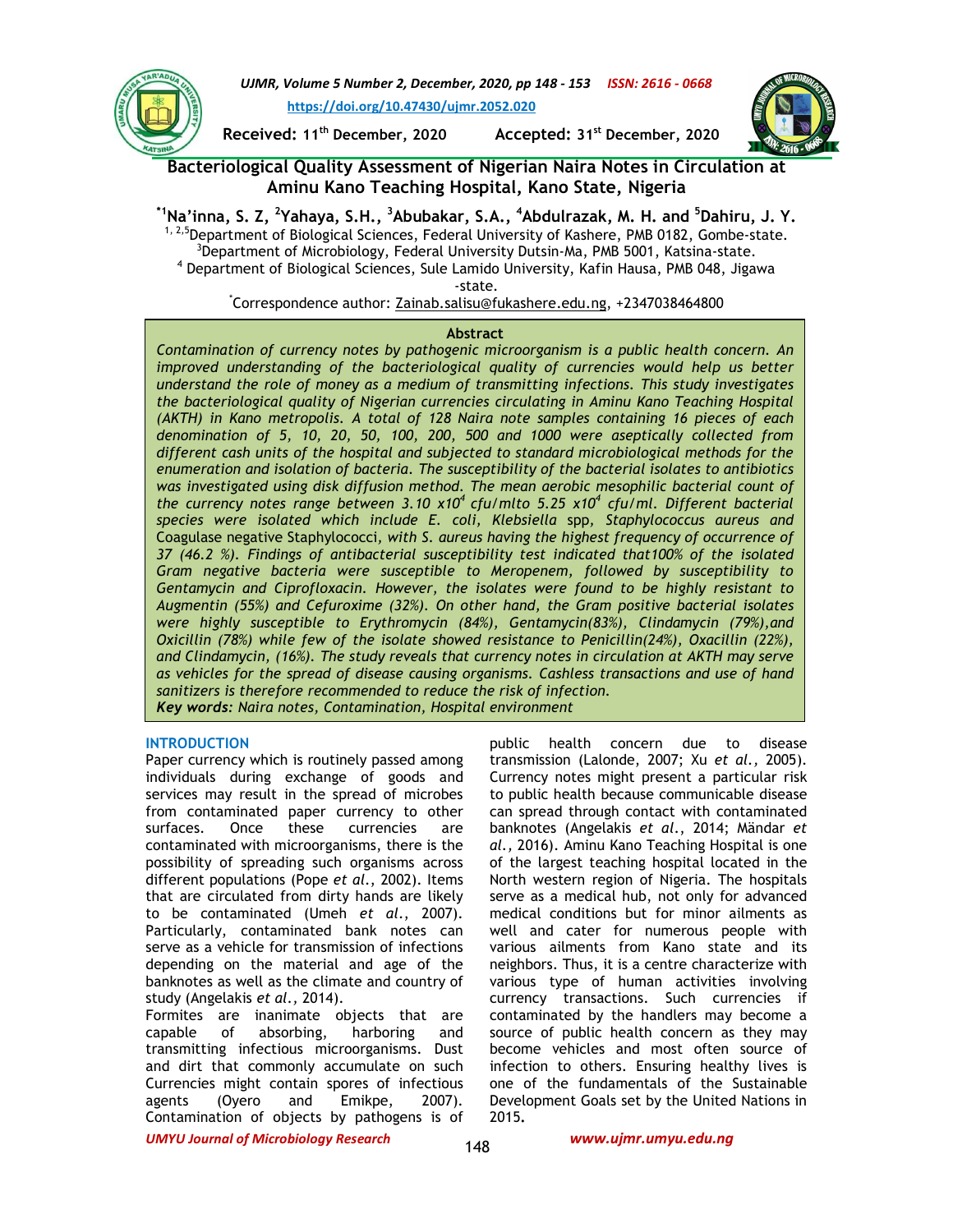Received: 11th December, 2020 Accepted: 31st December, 2020

https://doi.org/10.47430/ujmr.2052.020

# Bacteriological Quality Assessment of Nigerian Naira Notes in Circulation at Aminu Kano Teaching Hospital, Kano State, Nigeria

*[1]Na'inna, S. Z, [2]Yahaya, S.H., [3]Abubakar, S.A., [4]Abdulrazak, M. H. and [5]Dahiru, J. Y.

[1, 2,5]Department of Biological Sciences, Federal University of Kashere, PMB 0182, Gombe-state.
[3]Department of Microbiology, Federal University Dutsin-Ma, PMB 5001, Katsina-state.
[4] Department of Biological Sciences, Sule Lamido University, Kafin Hausa, PMB 048, Jigawa -state.
*Correspondence author: Zainab.salisu@fukashere.edu.ng, +2347038464800

## Abstract

*Contamination of currency notes by pathogenic microorganism is a public health concern. An improved understanding of the bacteriological quality of currencies would help us better understand the role of money as a medium of transmitting infections. This study investigates the bacteriological quality of Nigerian currencies circulating in Aminu Kano Teaching Hospital (AKTH) in Kano metropolis. A total of 128 Naira note samples containing 16 pieces of each denomination of 5, 10, 20, 50, 100, 200, 500 and 1000 were aseptically collected from different cash units of the hospital and subjected to standard microbiological methods for the enumeration and isolation of bacteria. The susceptibility of the bacterial isolates to antibiotics was investigated using disk diffusion method. The mean aerobic mesophilic bacterial count of the currency notes range between 3.10 x10$^4$ cfu/mlto 5.25 x10$^4$ cfu/ml. Different bacterial species were isolated which include E. coli, Klebsiella spp, Staphylococcus aureus and* Coagulase negative Staphylococci*, with S. aureus having the highest frequency of occurrence of 37 (46.2 %). Findings of antibacterial susceptibility test indicated that100% of the isolated Gram negative bacteria were susceptible to Meropenem, followed by susceptibility to Gentamycin and Ciprofloxacin. However, the isolates were found to be highly resistant to Augmentin (55%) and Cefuroxime (32%). On other hand, the Gram positive bacterial isolates were highly susceptible to Erythromycin (84%), Gentamycin(83%), Clindamycin (79%),and Oxicillin (78%) while few of the isolate showed resistance to Penicillin(24%), Oxacillin (22%), and Clindamycin, (16%). The study reveals that currency notes in circulation at AKTH may serve as vehicles for the spread of disease causing organisms. Cashless transactions and use of hand sanitizers is therefore recommended to reduce the risk of infection.*

***Key words:** Naira notes, Contamination, Hospital environment*

## INTRODUCTION

Paper currency which is routinely passed among individuals during exchange of goods and services may result in the spread of microbes from contaminated paper currency to other surfaces. Once these currencies are contaminated with microorganisms, there is the possibility of spreading such organisms across different populations (Pope *et al*., 2002). Items that are circulated from dirty hands are likely to be contaminated (Umeh *et al*., 2007). Particularly, contaminated bank notes can serve as a vehicle for transmission of infections depending on the material and age of the banknotes as well as the climate and country of study (Angelakis *et al*., 2014).

Formites are inanimate objects that are capable of absorbing, harboring and transmitting infectious microorganisms. Dust and dirt that commonly accumulate on such Currencies might contain spores of infectious agents (Oyero and Emikpe, 2007). Contamination of objects by pathogens is of public health concern due to disease transmission (Lalonde, 2007; Xu *et al.,* 2005). Currency notes might present a particular risk to public health because communicable disease can spread through contact with contaminated banknotes (Angelakis *et al*., 2014; Mändar *et al.,* 2016). Aminu Kano Teaching Hospital is one of the largest teaching hospital located in the North western region of Nigeria. The hospitals serve as a medical hub, not only for advanced medical conditions but for minor ailments as well and cater for numerous people with various ailments from Kano state and its neighbors. Thus, it is a centre characterize with various type of human activities involving currency transactions. Such currencies if contaminated by the handlers may become a source of public health concern as they may become vehicles and most often source of infection to others. Ensuring healthy lives is one of the fundamentals of the Sustainable Development Goals set by the United Nations in 2015.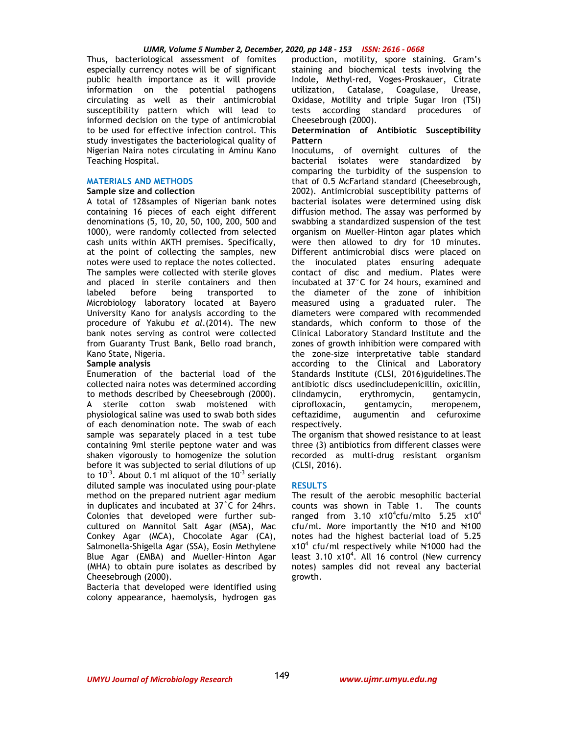Thus, bacteriological assessment of fomites especially currency notes will be of significant public health importance as it will provide information on the potential pathogens circulating as well as their antimicrobial susceptibility pattern which will lead to informed decision on the type of antimicrobial to be used for effective infection control. This study investigates the bacteriological quality of Nigerian Naira notes circulating in Aminu Kano Teaching Hospital.

## MATERIALS AND METHODS

### Sample size and collection

A total of 128samples of Nigerian bank notes containing 16 pieces of each eight different denominations (5, 10, 20, 50, 100, 200, 500 and 1000), were randomly collected from selected cash units within AKTH premises. Specifically, at the point of collecting the samples, new notes were used to replace the notes collected. The samples were collected with sterile gloves and placed in sterile containers and then labeled before being transported to Microbiology laboratory located at Bayero University Kano for analysis according to the procedure of Yakubu *et al*.(2014). The new bank notes serving as control were collected from Guaranty Trust Bank, Bello road branch, Kano State, Nigeria.

### Sample analysis

Enumeration of the bacterial load of the collected naira notes was determined according to methods described by Cheesebrough (2000). A sterile cotton swab moistened with physiological saline was used to swab both sides of each denomination note. The swab of each sample was separately placed in a test tube containing 9ml sterile peptone water and was shaken vigorously to homogenize the solution before it was subjected to serial dilutions of up to $10^{-3}$. About 0.1 ml aliquot of the $10^{-3}$ serially diluted sample was inoculated using pour-plate method on the prepared nutrient agar medium in duplicates and incubated at 37˚C for 24hrs. Colonies that developed were further sub-cultured on Mannitol Salt Agar (MSA), Mac Conkey Agar (MCA), Chocolate Agar (CA), Salmonella-Shigella Agar (SSA), Eosin Methylene Blue Agar (EMBA) and Mueller-Hinton Agar (MHA) to obtain pure isolates as described by Cheesebrough (2000).

Bacteria that developed were identified using colony appearance, haemolysis, hydrogen gas production, motility, spore staining. Gram's staining and biochemical tests involving the Indole, Methyl-red, Voges-Proskauer, Citrate utilization, Catalase, Coagulase, Urease, Oxidase, Motility and triple Sugar Iron (TSI) tests according standard procedures of Cheesebrough (2000).

### Determination of Antibiotic Susceptibility Pattern

Inoculums, of overnight cultures of the bacterial isolates were standardized by comparing the turbidity of the suspension to that of 0.5 McFarland standard (Cheesebrough, 2002). Antimicrobial susceptibility patterns of bacterial isolates were determined using disk diffusion method. The assay was performed by swabbing a standardized suspension of the test organism on Mueller–Hinton agar plates which were then allowed to dry for 10 minutes. Different antimicrobial discs were placed on the inoculated plates ensuring adequate contact of disc and medium. Plates were incubated at 37˚C for 24 hours, examined and the diameter of the zone of inhibition measured using a graduated ruler. The diameters were compared with recommended standards, which conform to those of the Clinical Laboratory Standard Institute and the zones of growth inhibition were compared with the zone-size interpretative table standard according to the Clinical and Laboratory Standards Institute (CLSI, 2016)guidelines.The antibiotic discs usedincludepenicillin, oxicillin, clindamycin, erythromycin, gentamycin, ciprofloxacin, gentamycin, meropenem, ceftazidime, augumentin and cefuroxime respectively.

The organism that showed resistance to at least three (3) antibiotics from different classes were recorded as multi-drug resistant organism (CLSI, 2016).

## RESULTS

The result of the aerobic mesophilic bacterial counts was shown in Table 1. The counts ranged from 3.10 $x10^4$cfu/mlto 5.25 $x10^4$ cfu/ml. More importantly the ₦10 and ₦100 notes had the highest bacterial load of 5.25 $x10^4$ cfu/ml respectively while ₦1000 had the least 3.10 $x10^4$. All 16 control (New currency notes) samples did not reveal any bacterial growth.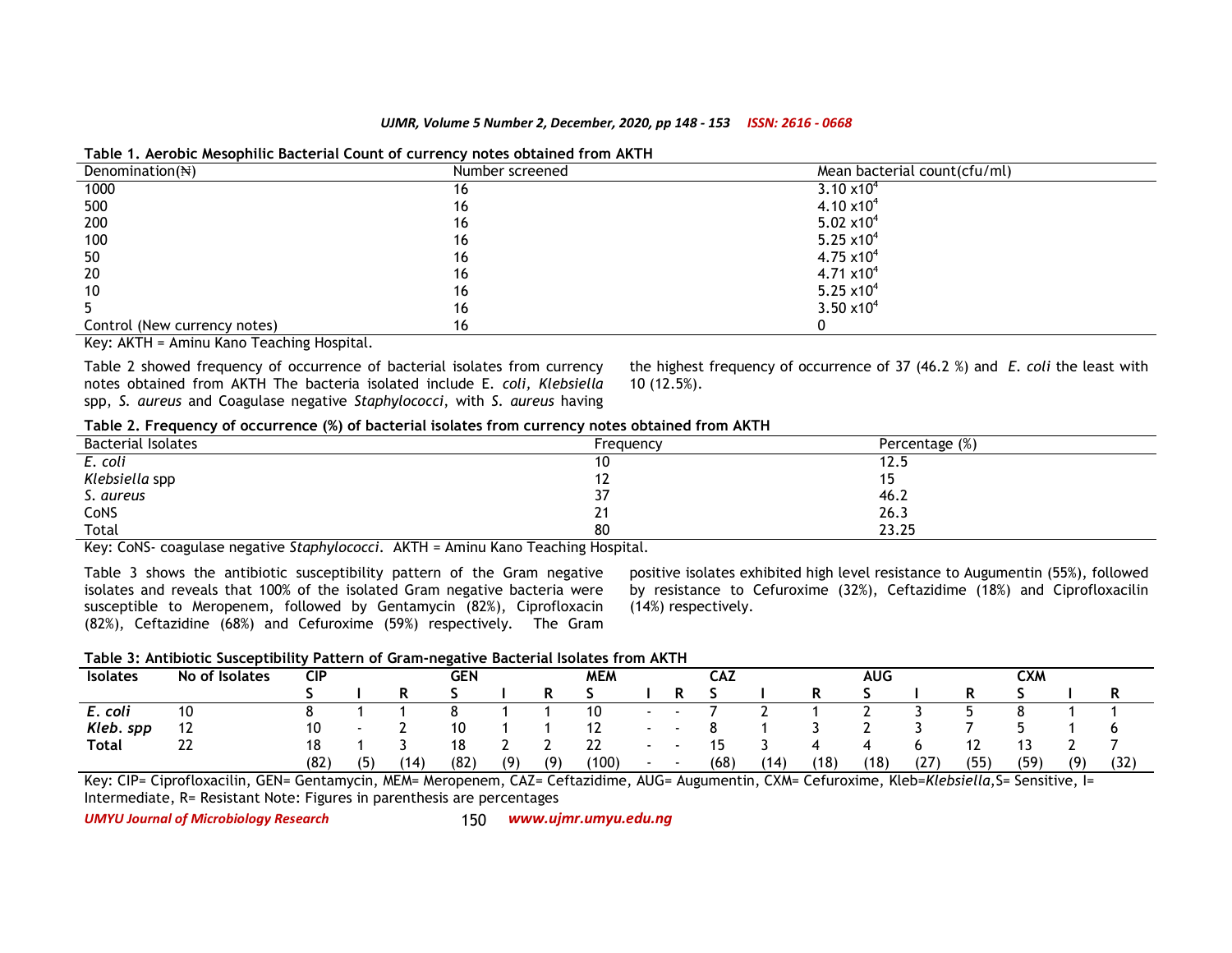**Table 1. Aerobic Mesophilic Bacterial Count of currency notes obtained from AKTH**

| Denomination(₦) | Number screened | Mean bacterial count(cfu/ml) |
|---|---|---|
| 1000 | 16 | $3.10 \times 10^4$ |
| 500 | 16 | $4.10 \times 10^4$ |
| 200 | 16 | $5.02 \times 10^4$ |
| 100 | 16 | $5.25 \times 10^4$ |
| 50 | 16 | $4.75 \times 10^4$ |
| 20 | 16 | $4.71 \times 10^4$ |
| 10 | 16 | $5.25 \times 10^4$ |
| 5 | 16 | $3.50 \times 10^4$ |
| Control (New currency notes) | 16 | 0 |

Key: AKTH = Aminu Kano Teaching Hospital.

Table 2 showed frequency of occurrence of bacterial isolates from currency notes obtained from AKTH The bacteria isolated include E. *coli*, *Klebsiella* spp, *S. aureus* and Coagulase negative *Staphylococci*, with *S. aureus* having the highest frequency of occurrence of 37 (46.2 %) and *E. coli* the least with 10 (12.5%).

**Table 2. Frequency of occurrence (%) of bacterial isolates from currency notes obtained from AKTH**

| Bacterial Isolates | Frequency | Percentage (%) |
|---|---|---|
| *E. coli* | 10 | 12.5 |
| *Klebsiella* spp | 12 | 15 |
| *S. aureus* | 37 | 46.2 |
| CoNS | 21 | 26.3 |
| Total | 80 | 23.25 |

Key: CoNS- coagulase negative *Staphylococci*. AKTH = Aminu Kano Teaching Hospital.

Table 3 shows the antibiotic susceptibility pattern of the Gram negative isolates and reveals that 100% of the isolated Gram negative bacteria were susceptible to Meropenem, followed by Gentamycin (82%), Ciprofloxacin (82%), Ceftazidine (68%) and Cefuroxime (59%) respectively. The Gram positive isolates exhibited high level resistance to Augumentin (55%), followed by resistance to Cefuroxime (32%), Ceftazidime (18%) and Ciprofloxacilin (14%) respectively.

**Table 3: Antibiotic Susceptibility Pattern of Gram-negative Bacterial Isolates from AKTH**

| Isolates | No of Isolates | CIP | | | GEN | | | MEM | | | CAZ | | | AUG | | | CXM | | |
|---|---|---|---|---|---|---|---|---|---|---|---|---|---|---|---|---|---|---|---|
| | | S | I | R | S | I | R | S | I | R | S | I | R | S | I | R | S | I | R |
| ***E. coli*** | 10 | 8 | 1 | 1 | 8 | 1 | 1 | 10 | - | - | 7 | 2 | 1 | 2 | 3 | 5 | 8 | 1 | 1 |
| ***Kleb. spp*** | 12 | 10 | - | 2 | 10 | 1 | 1 | 12 | - | - | 8 | 1 | 3 | 2 | 3 | 7 | 5 | 1 | 6 |
| **Total** | 22 | 18 | 1 | 3 | 18 | 2 | 2 | 22 | - | - | 15 | 3 | 4 | 4 | 6 | 12 | 13 | 2 | 7 |
| | | (82) | (5) | (14) | (82) | (9) | (9) | (100) | - | - | (68) | (14) | (18) | (18) | (27) | (55) | (59) | (9) | (32) |

Key: CIP= Ciprofloxacilin, GEN= Gentamycin, MEM= Meropenem, CAZ= Ceftazidime, AUG= Augumentin, CXM= Cefuroxime, Kleb=*Klebsiella*,S= Sensitive, I= Intermediate, R= Resistant Note: Figures in parenthesis are percentages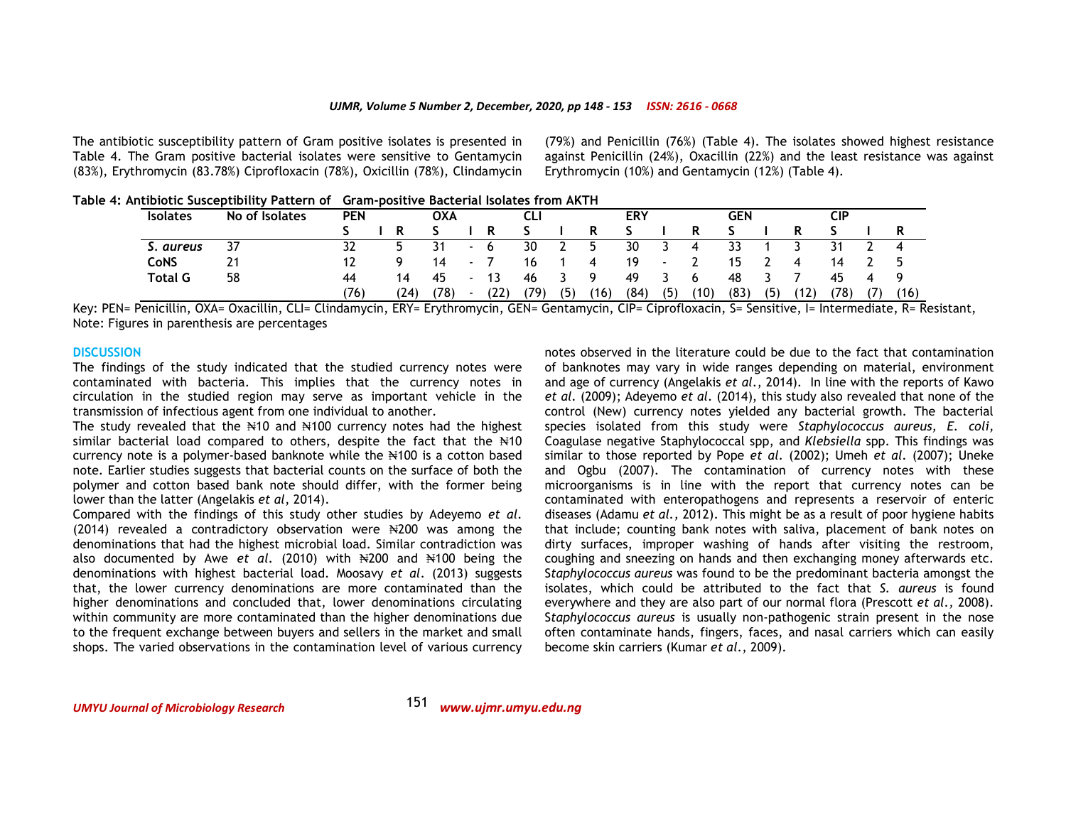The antibiotic susceptibility pattern of Gram positive isolates is presented in Table 4. The Gram positive bacterial isolates were sensitive to Gentamycin (83%), Erythromycin (83.78%) Ciprofloxacin (78%), Oxicillin (78%), Clindamycin (79%) and Penicillin (76%) (Table 4). The isolates showed highest resistance against Penicillin (24%), Oxacillin (22%) and the least resistance was against Erythromycin (10%) and Gentamycin (12%) (Table 4).

**Table 4: Antibiotic Susceptibility Pattern of Gram-positive Bacterial Isolates from AKTH**

| Isolates | No of Isolates | PEN | | | OXA | | | CLI | | | ERY | | | GEN | | | CIP | | |
|---|---|---|---|---|---|---|---|---|---|---|---|---|---|---|---|---|---|---|---|
| | | S | I | R | S | I | R | S | I | R | S | I | R | S | I | R | S | I | R |
| *S. aureus* | 37 | 32 | | 5 | 31 | - | 6 | 30 | 2 | 5 | 30 | 3 | 4 | 33 | 1 | 3 | 31 | 2 | 4 |
| CoNS | 21 | 12 | | 9 | 14 | - | 7 | 16 | 1 | 4 | 19 | - | 2 | 15 | 2 | 4 | 14 | 2 | 5 |
| Total G | 58 | 44 | | 14 | 45 | - | 13 | 46 | 3 | 9 | 49 | 3 | 6 | 48 | 3 | 7 | 45 | 4 | 9 |
| | | (76) | | (24) | (78) | - | (22) | (79) | (5) | (16) | (84) | (5) | (10) | (83) | (5) | (12) | (78) | (7) | (16) |

Key: PEN= Penicillin, OXA= Oxacillin, CLI= Clindamycin, ERY= Erythromycin, GEN= Gentamycin, CIP= Ciprofloxacin, S= Sensitive, I= Intermediate, R= Resistant,
Note: Figures in parenthesis are percentages

## DISCUSSION

The findings of the study indicated that the studied currency notes were contaminated with bacteria. This implies that the currency notes in circulation in the studied region may serve as important vehicle in the transmission of infectious agent from one individual to another.

The study revealed that the ₦10 and ₦100 currency notes had the highest similar bacterial load compared to others, despite the fact that the ₦10 currency note is a polymer-based banknote while the ₦100 is a cotton based note. Earlier studies suggests that bacterial counts on the surface of both the polymer and cotton based bank note should differ, with the former being lower than the latter (Angelakis *et al*, 2014).

Compared with the findings of this study other studies by Adeyemo *et al*. (2014) revealed a contradictory observation were ₦200 was among the denominations that had the highest microbial load. Similar contradiction was also documented by Awe *et al*. (2010) with ₦200 and ₦100 being the denominations with highest bacterial load. Moosavy *et al*. (2013) suggests that, the lower currency denominations are more contaminated than the higher denominations and concluded that, lower denominations circulating within community are more contaminated than the higher denominations due to the frequent exchange between buyers and sellers in the market and small shops. The varied observations in the contamination level of various currency notes observed in the literature could be due to the fact that contamination of banknotes may vary in wide ranges depending on material, environment and age of currency (Angelakis *et al*., 2014). In line with the reports of Kawo *et al*. (2009); Adeyemo *et al*. (2014), this study also revealed that none of the control (New) currency notes yielded any bacterial growth. The bacterial species isolated from this study were *Staphylococcus aureus, E. coli,* Coagulase negative Staphylococcal spp, and *Klebsiella* spp. This findings was similar to those reported by Pope *et al*. (2002); Umeh *et al*. (2007); Uneke and Ogbu (2007). The contamination of currency notes with these microorganisms is in line with the report that currency notes can be contaminated with enteropathogens and represents a reservoir of enteric diseases (Adamu *et al*., 2012). This might be as a result of poor hygiene habits that include; counting bank notes with saliva, placement of bank notes on dirty surfaces, improper washing of hands after visiting the restroom, coughing and sneezing on hands and then exchanging money afterwards etc. S*taphylococcus aureus* was found to be the predominant bacteria amongst the isolates, which could be attributed to the fact that *S. aureus* is found everywhere and they are also part of our normal flora (Prescott *et al*., 2008). S*taphylococcus aureus* is usually non-pathogenic strain present in the nose often contaminate hands, fingers, faces, and nasal carriers which can easily become skin carriers (Kumar *et al*., 2009).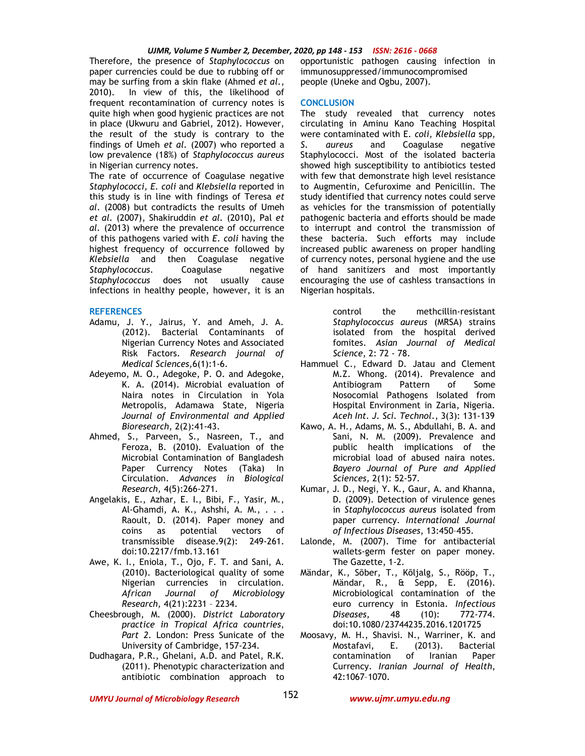Therefore, the presence of *Staphylococcus* on paper currencies could be due to rubbing off or may be surfing from a skin flake (Ahmed *et al*., 2010). In view of this, the likelihood of frequent recontamination of currency notes is quite high when good hygienic practices are not in place (Ukwuru and Gabriel, 2012). However, the result of the study is contrary to the findings of Umeh *et al*. (2007) who reported a low prevalence (18%) of *Staphylococcus aureus* in Nigerian currency notes.

The rate of occurrence of Coagulase negative *Staphylococci, E. coli* and *Klebsiella* reported in this study is in line with findings of Teresa *et al*. (2008) but contradicts the results of Umeh *et al*. (2007), Shakiruddin *et al*. (2010), Pal *et al*. (2013) where the prevalence of occurrence of this pathogens varied with *E. coli* having the highest frequency of occurrence followed by *Klebsiella* and then Coagulase negative *Staphylococcus*. Coagulase negative *Staphylococcus* does not usually cause infections in healthy people, however, it is an opportunistic pathogen causing infection in immunosuppressed/immunocompromised people (Uneke and Ogbu, 2007).

## CONCLUSION

The study revealed that currency notes circulating in Aminu Kano Teaching Hospital were contaminated with E. *coli, Klebsiella* spp, *S. aureus* and Coagulase negative Staphylococci. Most of the isolated bacteria showed high susceptibility to antibiotics tested with few that demonstrate high level resistance to Augmentin, Cefuroxime and Penicillin. The study identified that currency notes could serve as vehicles for the transmission of potentially pathogenic bacteria and efforts should be made to interrupt and control the transmission of these bacteria. Such efforts may include increased public awareness on proper handling of currency notes, personal hygiene and the use of hand sanitizers and most importantly encouraging the use of cashless transactions in Nigerian hospitals.

## REFERENCES

Adamu, J. Y., Jairus, Y. and Ameh, J. A. (2012). Bacterial Contaminants of Nigerian Currency Notes and Associated Risk Factors. *Research journal of Medical Sciences*,6(1):1-6.

Adeyemo, M. O., Adegoke, P. O. and Adegoke, K. A. (2014). Microbial evaluation of Naira notes in Circulation in Yola Metropolis, Adamawa State, Nigeria *Journal of Environmental and Applied Bioresearch,* 2(2):41-43.

Ahmed, S., Parveen, S., Nasreen, T., and Feroza, B. (2010). Evaluation of the Microbial Contamination of Bangladesh Paper Currency Notes (Taka) In Circulation. *Advances in Biological Research,* 4(5):266-271.

Angelakis, E., Azhar, E. I., Bibi, F., Yasir, M., Al-Ghamdi, A. K., Ashshi, A. M., . . . Raoult, D. (2014). Paper money and coins as potential vectors of transmissible disease.9(2): 249-261. doi:10.2217/fmb.13.161

Awe, K. I., Eniola, T., Ojo, F. T. and Sani, A. (2010). Bacteriological quality of some Nigerian currencies in circulation. *African Journal of Microbiology Research,* 4(21):2231 – 2234.

Cheesbrough, M. (2000). *District Laboratory practice in Tropical Africa countries, Part 2*. London: Press Sunicate of the University of Cambridge, 157-234.

Dudhagara, P.R., Ghelani, A.D. and Patel, R.K. (2011). Phenotypic characterization and antibiotic combination approach to control the methcillin-resistant *Staphylococcus aureus* (MRSA) strains isolated from the hospital derived fomites. *Asian Journal of Medical Science*, 2: 72 - 78.

Hammuel C., Edward D. Jatau and Clement M.Z. Whong. (2014). Prevalence and Antibiogram Pattern of Some Nosocomial Pathogens Isolated from Hospital Environment in Zaria, Nigeria. *Aceh Int. J. Sci. Technol.*, 3(3): 131-139

Kawo, A. H., Adams, M. S., Abdullahi, B. A. and Sani, N. M. (2009). Prevalence and public health implications of the microbial load of abused naira notes. *Bayero Journal of Pure and Applied Sciences,* 2(1): 52-57.

Kumar, J. D., Negi, Y. K., Gaur, A. and Khanna, D. (2009). Detection of virulence genes in *Staphylococcus aureus* isolated from paper currency. *International Journal of Infectious Diseases*, 13:450–455.

Lalonde, M. (2007). Time for antibacterial wallets-germ fester on paper money. The Gazette, 1-2.

Mändar, K., Sõber, T., Kõljalg, S., Rööp, T., Mändar, R., & Sepp, E. (2016). Microbiological contamination of the euro currency in Estonia. *Infectious Diseases,* 48 (10): 772-774. doi:10.1080/23744235.2016.1201725

Moosavy, M. H., Shavisi. N., Warriner, K. and Mostafavi, E. (2013). Bacterial contamination of Iranian Paper Currency. *Iranian Journal of Health*, 42:1067–1070.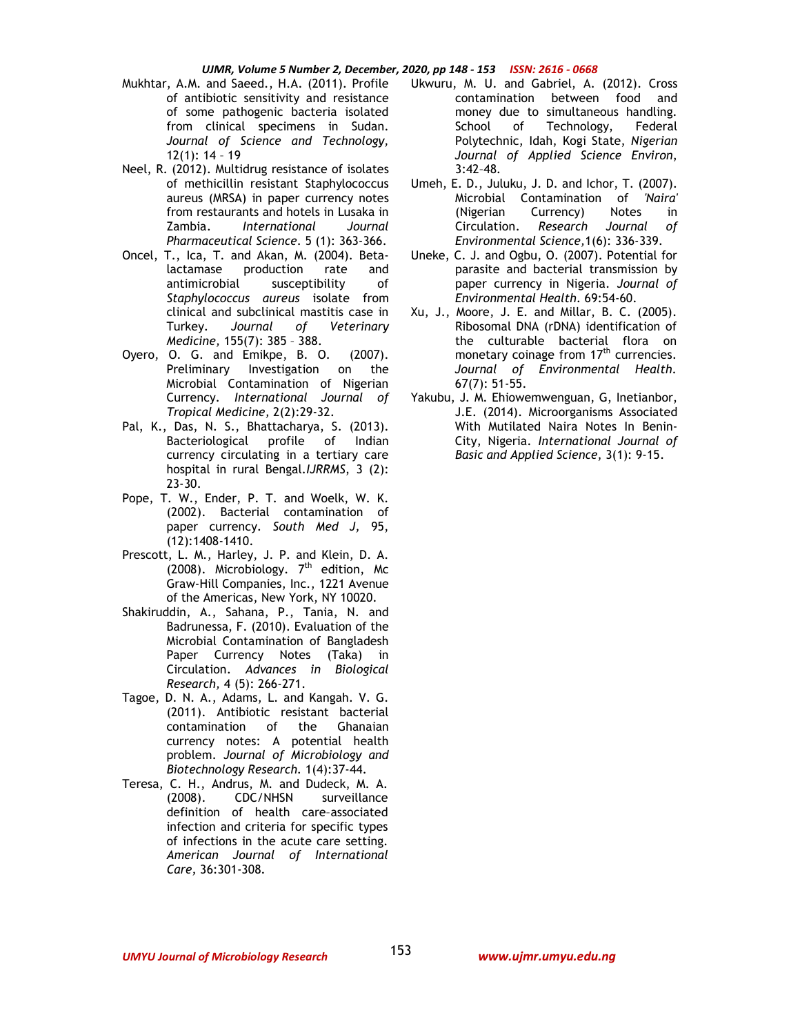Mukhtar, A.M. and Saeed., H.A. (2011). Profile of antibiotic sensitivity and resistance of some pathogenic bacteria isolated from clinical specimens in Sudan. *Journal of Science and Technology*, 12(1): 14 – 19

Neel, R. (2012). Multidrug resistance of isolates of methicillin resistant Staphylococcus aureus (MRSA) in paper currency notes from restaurants and hotels in Lusaka in Zambia. *International Journal Pharmaceutical Science*. 5 (1): 363-366.

Oncel, T., Ica, T. and Akan, M. (2004). Beta-lactamase production rate and antimicrobial susceptibility of *Staphylococcus aureus* isolate from clinical and subclinical mastitis case in Turkey. *Journal of Veterinary Medicine*, 155(7): 385 – 388.

Oyero, O. G. and Emikpe, B. O. (2007). Preliminary Investigation on the Microbial Contamination of Nigerian Currency. *International Journal of Tropical Medicine*, 2(2):29-32.

Pal, K., Das, N. S., Bhattacharya, S. (2013). Bacteriological profile of Indian currency circulating in a tertiary care hospital in rural Bengal.*IJRRMS*, 3 (2): 23-30.

Pope, T. W., Ender, P. T. and Woelk, W. K. (2002). Bacterial contamination of paper currency. *South Med J*, 95, (12):1408-1410.

Prescott, L. M., Harley, J. P. and Klein, D. A. (2008). Microbiology. 7th edition, Mc Graw-Hill Companies, Inc., 1221 Avenue of the Americas, New York, NY 10020.

Shakiruddin, A., Sahana, P., Tania, N. and Badrunessa, F. (2010). Evaluation of the Microbial Contamination of Bangladesh Paper Currency Notes (Taka) in Circulation. *Advances in Biological Research*, 4 (5): 266-271.

Tagoe, D. N. A., Adams, L. and Kangah. V. G. (2011). Antibiotic resistant bacterial contamination of the Ghanaian currency notes: A potential health problem. *Journal of Microbiology and Biotechnology Research*. 1(4):37-44.

Teresa, C. H., Andrus, M. and Dudeck, M. A. (2008). CDC/NHSN surveillance definition of health care–associated infection and criteria for specific types of infections in the acute care setting. *American Journal of International Care*, 36:301-308.

Ukwuru, M. U. and Gabriel, A. (2012). Cross contamination between food and money due to simultaneous handling. School of Technology, Federal Polytechnic, Idah, Kogi State, *Nigerian Journal of Applied Science Environ*, 3:42–48.

Umeh, E. D., Juluku, J. D. and Ichor, T. (2007). Microbial Contamination of *'Naira'* (Nigerian Currency) Notes in Circulation. *Research Journal of Environmental Science*,1(6): 336-339.

Uneke, C. J. and Ogbu, O. (2007). Potential for parasite and bacterial transmission by paper currency in Nigeria. *Journal of Environmental Health*. 69:54-60.

Xu, J., Moore, J. E. and Millar, B. C. (2005). Ribosomal DNA (rDNA) identification of the culturable bacterial flora on monetary coinage from 17th currencies. *Journal of Environmental Health*. 67(7): 51-55.

Yakubu, J. M. Ehiowemwenguan, G, Inetianbor, J.E. (2014). Microorganisms Associated With Mutilated Naira Notes In Benin-City, Nigeria. *International Journal of Basic and Applied Science*, 3(1): 9-15.